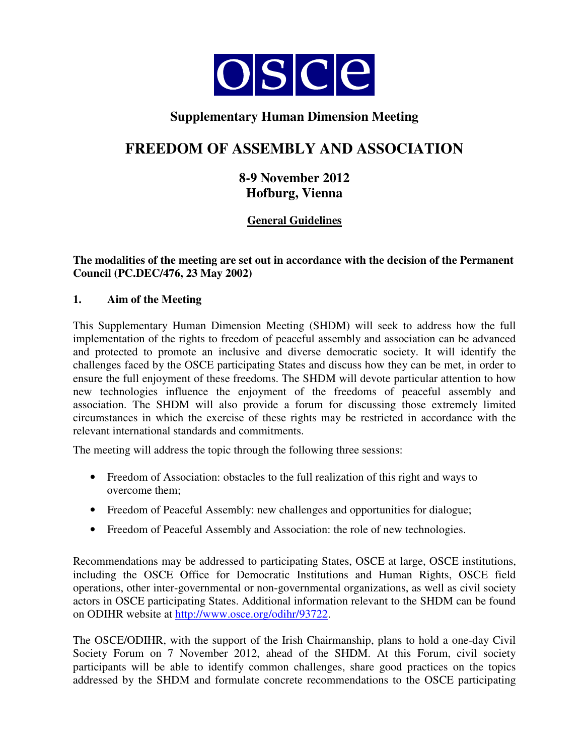OSCE

## Supplementary Human Dimension Meeting

# FREEDOM OF ASSEMBLY AND ASSOCIATION

**8-9 November 2012**
**Hofburg, Vienna**

**General Guidelines**

**The modalities of the meeting are set out in accordance with the decision of the Permanent Council (PC.DEC/476, 23 May 2002)**

### 1. Aim of the Meeting

This Supplementary Human Dimension Meeting (SHDM) will seek to address how the full implementation of the rights to freedom of peaceful assembly and association can be advanced and protected to promote an inclusive and diverse democratic society. It will identify the challenges faced by the OSCE participating States and discuss how they can be met, in order to ensure the full enjoyment of these freedoms. The SHDM will devote particular attention to how new technologies influence the enjoyment of the freedoms of peaceful assembly and association. The SHDM will also provide a forum for discussing those extremely limited circumstances in which the exercise of these rights may be restricted in accordance with the relevant international standards and commitments.

The meeting will address the topic through the following three sessions:

- Freedom of Association: obstacles to the full realization of this right and ways to overcome them;
- Freedom of Peaceful Assembly: new challenges and opportunities for dialogue;
- Freedom of Peaceful Assembly and Association: the role of new technologies.

Recommendations may be addressed to participating States, OSCE at large, OSCE institutions, including the OSCE Office for Democratic Institutions and Human Rights, OSCE field operations, other inter-governmental or non-governmental organizations, as well as civil society actors in OSCE participating States. Additional information relevant to the SHDM can be found on ODIHR website at http://www.osce.org/odihr/93722.

The OSCE/ODIHR, with the support of the Irish Chairmanship, plans to hold a one-day Civil Society Forum on 7 November 2012, ahead of the SHDM. At this Forum, civil society participants will be able to identify common challenges, share good practices on the topics addressed by the SHDM and formulate concrete recommendations to the OSCE participating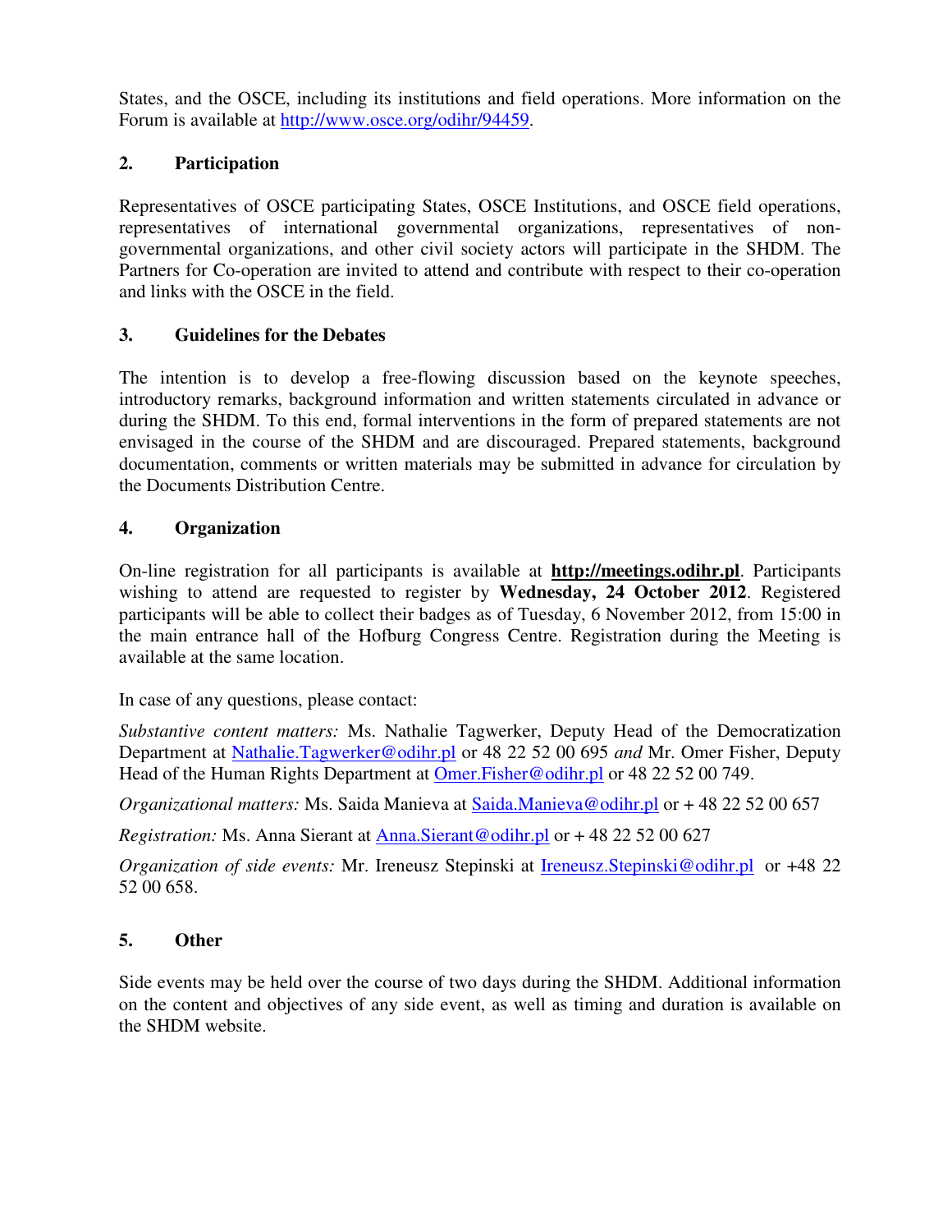States, and the OSCE, including its institutions and field operations. More information on the Forum is available at http://www.osce.org/odihr/94459.

## 2. Participation

Representatives of OSCE participating States, OSCE Institutions, and OSCE field operations, representatives of international governmental organizations, representatives of non-governmental organizations, and other civil society actors will participate in the SHDM. The Partners for Co-operation are invited to attend and contribute with respect to their co-operation and links with the OSCE in the field.

## 3. Guidelines for the Debates

The intention is to develop a free-flowing discussion based on the keynote speeches, introductory remarks, background information and written statements circulated in advance or during the SHDM. To this end, formal interventions in the form of prepared statements are not envisaged in the course of the SHDM and are discouraged. Prepared statements, background documentation, comments or written materials may be submitted in advance for circulation by the Documents Distribution Centre.

## 4. Organization

On-line registration for all participants is available at **http://meetings.odihr.pl**. Participants wishing to attend are requested to register by **Wednesday, 24 October 2012**. Registered participants will be able to collect their badges as of Tuesday, 6 November 2012, from 15:00 in the main entrance hall of the Hofburg Congress Centre. Registration during the Meeting is available at the same location.

In case of any questions, please contact:

*Substantive content matters:* Ms. Nathalie Tagwerker, Deputy Head of the Democratization Department at Nathalie.Tagwerker@odihr.pl or 48 22 52 00 695 *and* Mr. Omer Fisher, Deputy Head of the Human Rights Department at Omer.Fisher@odihr.pl or 48 22 52 00 749.

*Organizational matters:* Ms. Saida Manieva at Saida.Manieva@odihr.pl or + 48 22 52 00 657

*Registration:* Ms. Anna Sierant at Anna.Sierant@odihr.pl or + 48 22 52 00 627

*Organization of side events:* Mr. Ireneusz Stepinski at Ireneusz.Stepinski@odihr.pl or +48 22 52 00 658.

## 5. Other

Side events may be held over the course of two days during the SHDM. Additional information on the content and objectives of any side event, as well as timing and duration is available on the SHDM website.